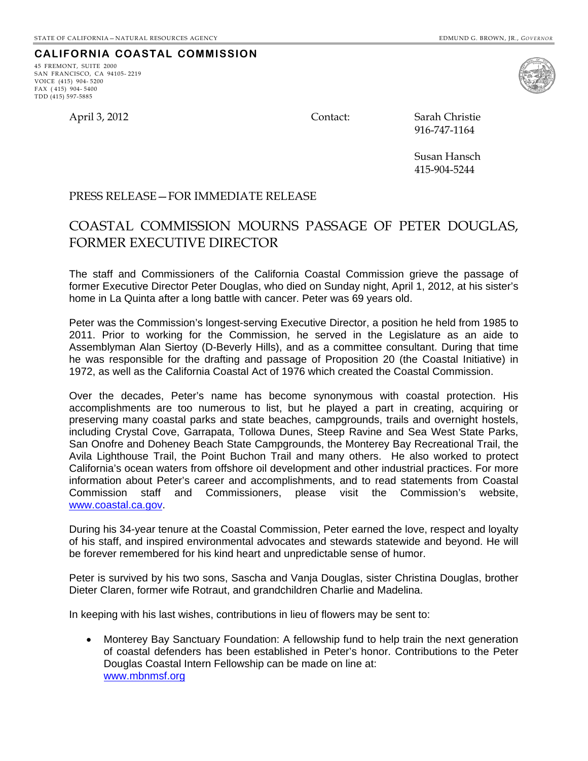STATE OF CALIFORNIA—NATURAL RESOURCES AGENCY

EDMUND G. BROWN, JR., *GOVERNOR*

**CALIFORNIA COASTAL COMMISSION**

45 FREMONT, SUITE 2000
SAN FRANCISCO, CA 94105- 2219
VOICE (415) 904- 5200
FAX ( 415) 904- 5400
TDD (415) 597-5885

April 3, 2012

Contact: Sarah Christie
916-747-1164

Susan Hansch
415-904-5244

PRESS RELEASE—FOR IMMEDIATE RELEASE

# COASTAL COMMISSION MOURNS PASSAGE OF PETER DOUGLAS, FORMER EXECUTIVE DIRECTOR

The staff and Commissioners of the California Coastal Commission grieve the passage of former Executive Director Peter Douglas, who died on Sunday night, April 1, 2012, at his sister's home in La Quinta after a long battle with cancer. Peter was 69 years old.

Peter was the Commission's longest-serving Executive Director, a position he held from 1985 to 2011. Prior to working for the Commission, he served in the Legislature as an aide to Assemblyman Alan Siertoy (D-Beverly Hills), and as a committee consultant. During that time he was responsible for the drafting and passage of Proposition 20 (the Coastal Initiative) in 1972, as well as the California Coastal Act of 1976 which created the Coastal Commission.

Over the decades, Peter's name has become synonymous with coastal protection. His accomplishments are too numerous to list, but he played a part in creating, acquiring or preserving many coastal parks and state beaches, campgrounds, trails and overnight hostels, including Crystal Cove, Garrapata, Tollowa Dunes, Steep Ravine and Sea West State Parks, San Onofre and Doheney Beach State Campgrounds, the Monterey Bay Recreational Trail, the Avila Lighthouse Trail, the Point Buchon Trail and many others. He also worked to protect California's ocean waters from offshore oil development and other industrial practices. For more information about Peter's career and accomplishments, and to read statements from Coastal Commission staff and Commissioners, please visit the Commission's website, www.coastal.ca.gov.

During his 34-year tenure at the Coastal Commission, Peter earned the love, respect and loyalty of his staff, and inspired environmental advocates and stewards statewide and beyond. He will be forever remembered for his kind heart and unpredictable sense of humor.

Peter is survived by his two sons, Sascha and Vanja Douglas, sister Christina Douglas, brother Dieter Claren, former wife Rotraut, and grandchildren Charlie and Madelina.

In keeping with his last wishes, contributions in lieu of flowers may be sent to:

- Monterey Bay Sanctuary Foundation: A fellowship fund to help train the next generation of coastal defenders has been established in Peter's honor. Contributions to the Peter Douglas Coastal Intern Fellowship can be made on line at: www.mbnmsf.org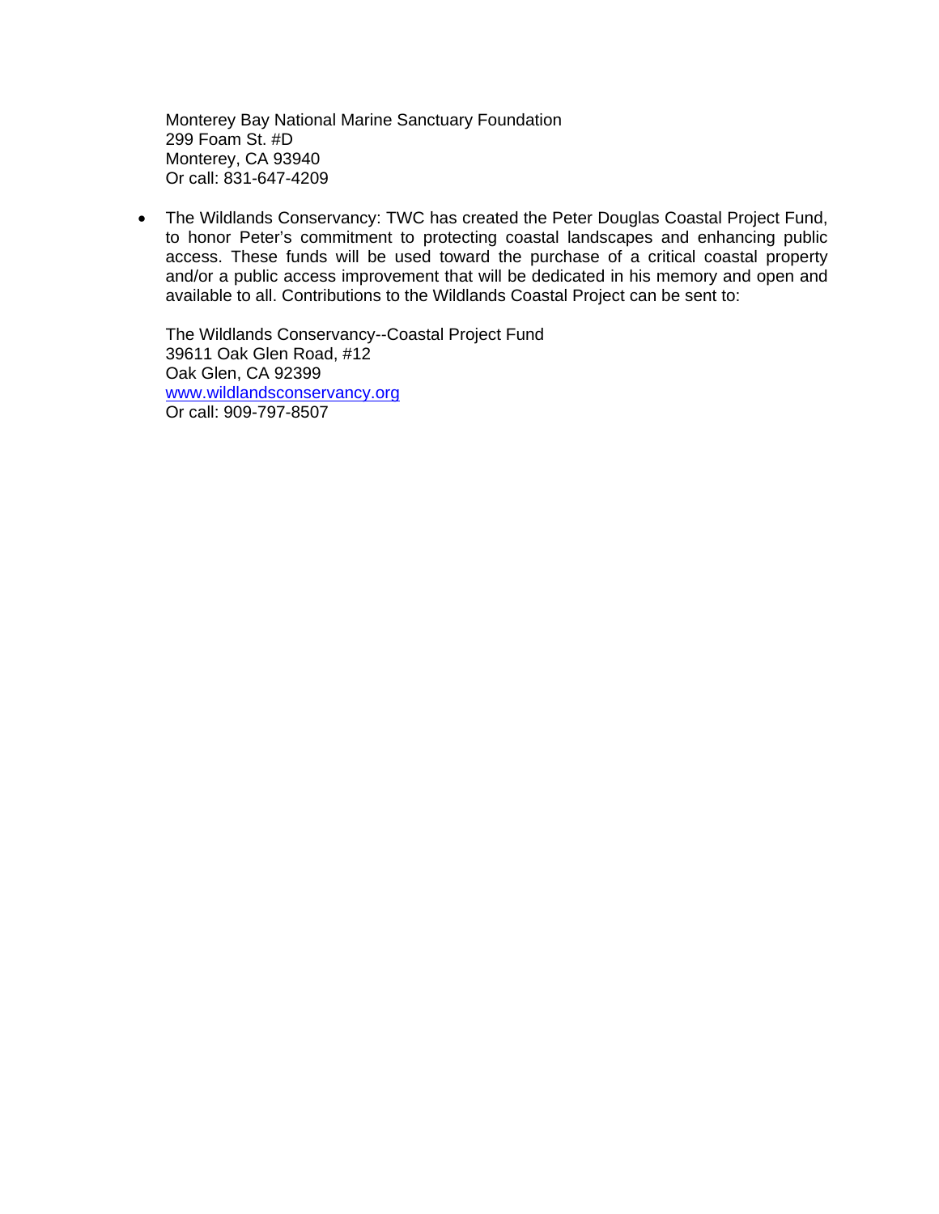Monterey Bay National Marine Sanctuary Foundation
299 Foam St. #D
Monterey, CA 93940
Or call: 831-647-4209

- The Wildlands Conservancy: TWC has created the Peter Douglas Coastal Project Fund, to honor Peter's commitment to protecting coastal landscapes and enhancing public access. These funds will be used toward the purchase of a critical coastal property and/or a public access improvement that will be dedicated in his memory and open and available to all. Contributions to the Wildlands Coastal Project can be sent to:

  The Wildlands Conservancy--Coastal Project Fund
  39611 Oak Glen Road, #12
  Oak Glen, CA 92399
  www.wildlandsconservancy.org
  Or call: 909-797-8507